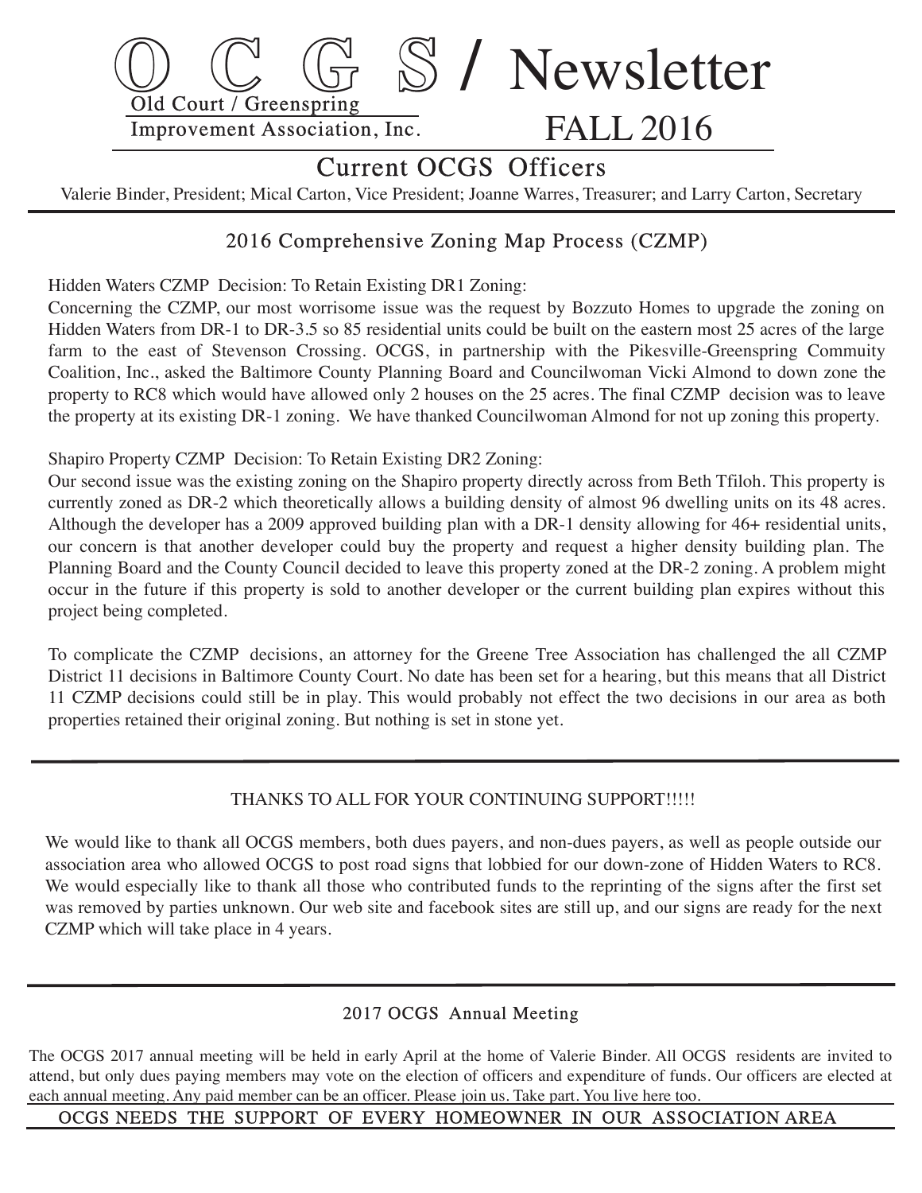# OCGS / Newsletter

Old Court / Greenspring
Improvement Association, Inc.

FALL 2016

## Current OCGS Officers

Valerie Binder, President; Mical Carton, Vice President; Joanne Warres, Treasurer; and Larry Carton, Secretary

## 2016 Comprehensive Zoning Map Process (CZMP)

Hidden Waters CZMP Decision: To Retain Existing DR1 Zoning:

Concerning the CZMP, our most worrisome issue was the request by Bozzuto Homes to upgrade the zoning on Hidden Waters from DR-1 to DR-3.5 so 85 residential units could be built on the eastern most 25 acres of the large farm to the east of Stevenson Crossing. OCGS, in partnership with the Pikesville-Greenspring Commuity Coalition, Inc., asked the Baltimore County Planning Board and Councilwoman Vicki Almond to down zone the property to RC8 which would have allowed only 2 houses on the 25 acres. The final CZMP decision was to leave the property at its existing DR-1 zoning. We have thanked Councilwoman Almond for not up zoning this property.

Shapiro Property CZMP Decision: To Retain Existing DR2 Zoning:

Our second issue was the existing zoning on the Shapiro property directly across from Beth Tfiloh. This property is currently zoned as DR-2 which theoretically allows a building density of almost 96 dwelling units on its 48 acres. Although the developer has a 2009 approved building plan with a DR-1 density allowing for 46+ residential units, our concern is that another developer could buy the property and request a higher density building plan. The Planning Board and the County Council decided to leave this property zoned at the DR-2 zoning. A problem might occur in the future if this property is sold to another developer or the current building plan expires without this project being completed.

To complicate the CZMP decisions, an attorney for the Greene Tree Association has challenged the all CZMP District 11 decisions in Baltimore County Court. No date has been set for a hearing, but this means that all District 11 CZMP decisions could still be in play. This would probably not effect the two decisions in our area as both properties retained their original zoning. But nothing is set in stone yet.

---

THANKS TO ALL FOR YOUR CONTINUING SUPPORT!!!!!

We would like to thank all OCGS members, both dues payers, and non-dues payers, as well as people outside our association area who allowed OCGS to post road signs that lobbied for our down-zone of Hidden Waters to RC8. We would especially like to thank all those who contributed funds to the reprinting of the signs after the first set was removed by parties unknown. Our web site and facebook sites are still up, and our signs are ready for the next CZMP which will take place in 4 years.

---

## 2017 OCGS Annual Meeting

The OCGS 2017 annual meeting will be held in early April at the home of Valerie Binder. All OCGS residents are invited to attend, but only dues paying members may vote on the election of officers and expenditure of funds. Our officers are elected at each annual meeting. Any paid member can be an officer. Please join us. Take part. You live here too.

OCGS NEEDS THE SUPPORT OF EVERY HOMEOWNER IN OUR ASSOCIATION AREA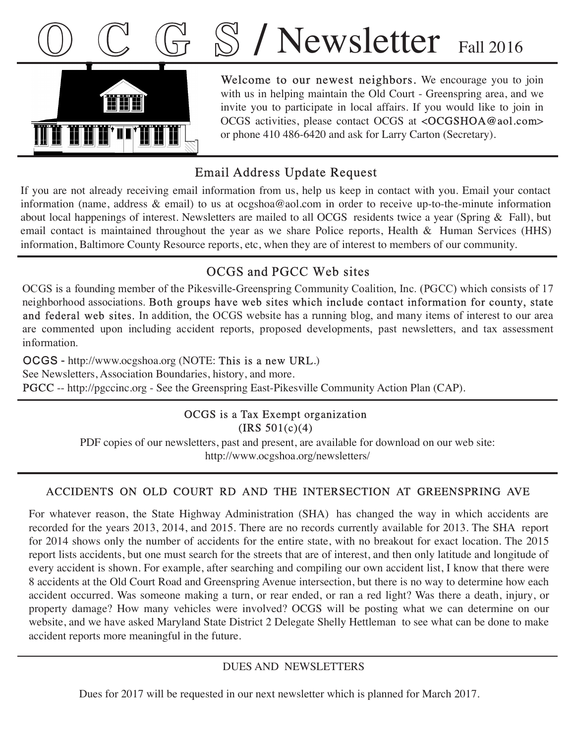# O C G S / Newsletter Fall 2016

**Welcome to our newest neighbors.** We encourage you to join with us in helping maintain the Old Court - Greenspring area, and we invite you to participate in local affairs. If you would like to join in OCGS activities, please contact OCGS at <OCGSHOA@aol.com> or phone 410 486-6420 and ask for Larry Carton (Secretary).

## Email Address Update Request

If you are not already receiving email information from us, help us keep in contact with you. Email your contact information (name, address & email) to us at ocgshoa@aol.com in order to receive up-to-the-minute information about local happenings of interest. Newsletters are mailed to all OCGS residents twice a year (Spring & Fall), but email contact is maintained throughout the year as we share Police reports, Health & Human Services (HHS) information, Baltimore County Resource reports, etc, when they are of interest to members of our community.

## OCGS and PGCC Web sites

OCGS is a founding member of the Pikesville-Greenspring Community Coalition, Inc. (PGCC) which consists of 17 neighborhood associations. Both groups have web sites which include contact information for county, state and federal web sites. In addition, the OCGS website has a running blog, and many items of interest to our area are commented upon including accident reports, proposed developments, past newsletters, and tax assessment information.

OCGS - http://www.ocgshoa.org (NOTE: This is a new URL.)
See Newsletters, Association Boundaries, history, and more.
PGCC -- http://pgccinc.org - See the Greenspring East-Pikesville Community Action Plan (CAP).

## OCGS is a Tax Exempt organization (IRS 501(c)(4)

PDF copies of our newsletters, past and present, are available for download on our web site:
http://www.ocgshoa.org/newsletters/

## ACCIDENTS ON OLD COURT RD AND THE INTERSECTION AT GREENSPRING AVE

For whatever reason, the State Highway Administration (SHA) has changed the way in which accidents are recorded for the years 2013, 2014, and 2015. There are no records currently available for 2013. The SHA report for 2014 shows only the number of accidents for the entire state, with no breakout for exact location. The 2015 report lists accidents, but one must search for the streets that are of interest, and then only latitude and longitude of every accident is shown. For example, after searching and compiling our own accident list, I know that there were 8 accidents at the Old Court Road and Greenspring Avenue intersection, but there is no way to determine how each accident occurred. Was someone making a turn, or rear ended, or ran a red light? Was there a death, injury, or property damage? How many vehicles were involved? OCGS will be posting what we can determine on our website, and we have asked Maryland State District 2 Delegate Shelly Hettleman to see what can be done to make accident reports more meaningful in the future.

## DUES AND NEWSLETTERS

Dues for 2017 will be requested in our next newsletter which is planned for March 2017.